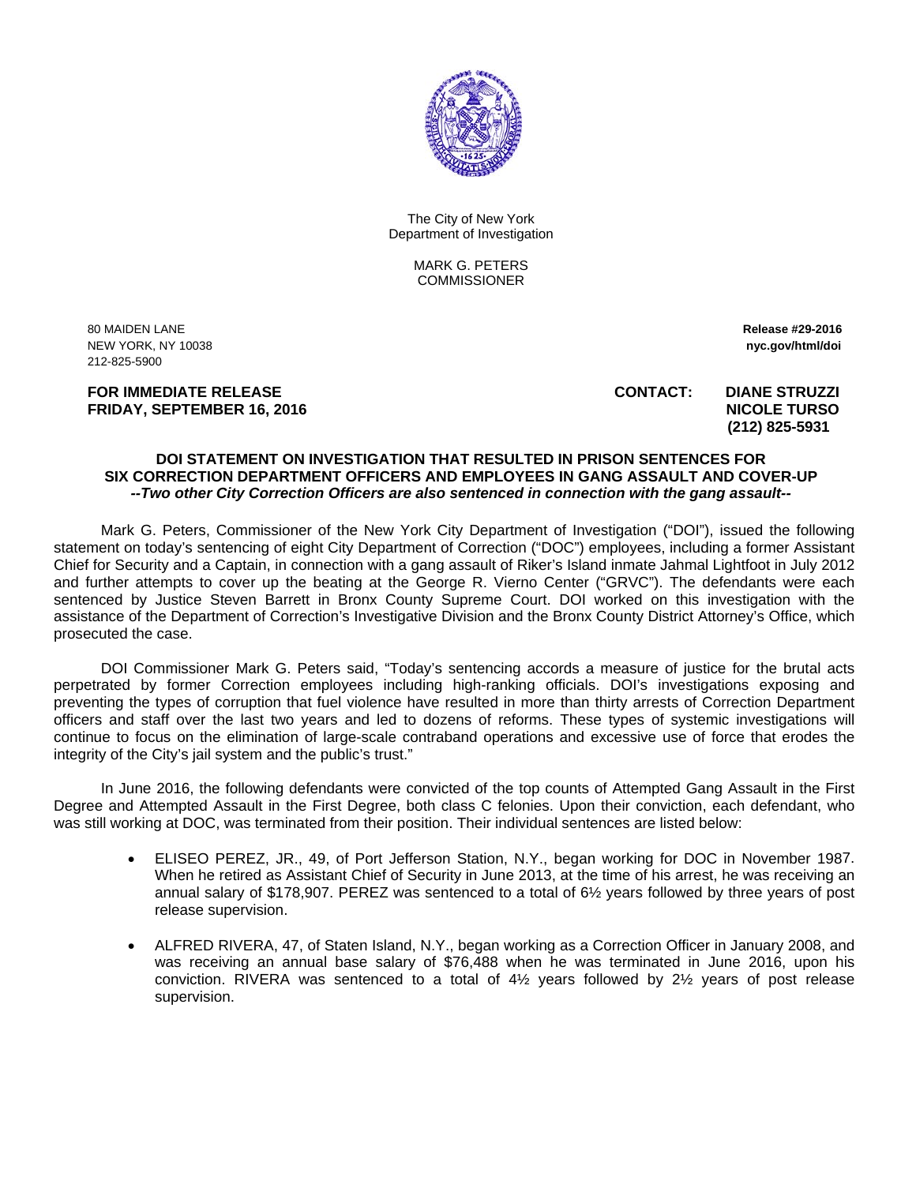The City of New York
Department of Investigation

MARK G. PETERS
COMMISSIONER

80 MAIDEN LANE
NEW YORK, NY 10038
212-825-5900

**Release #29-2016**
**nyc.gov/html/doi**

**FOR IMMEDIATE RELEASE**
**FRIDAY, SEPTEMBER 16, 2016**

**CONTACT: DIANE STRUZZI**
**NICOLE TURSO**
**(212) 825-5931**

## DOI STATEMENT ON INVESTIGATION THAT RESULTED IN PRISON SENTENCES FOR SIX CORRECTION DEPARTMENT OFFICERS AND EMPLOYEES IN GANG ASSAULT AND COVER-UP

***--Two other City Correction Officers are also sentenced in connection with the gang assault--***

Mark G. Peters, Commissioner of the New York City Department of Investigation ("DOI"), issued the following statement on today's sentencing of eight City Department of Correction ("DOC") employees, including a former Assistant Chief for Security and a Captain, in connection with a gang assault of Riker's Island inmate Jahmal Lightfoot in July 2012 and further attempts to cover up the beating at the George R. Vierno Center ("GRVC"). The defendants were each sentenced by Justice Steven Barrett in Bronx County Supreme Court. DOI worked on this investigation with the assistance of the Department of Correction's Investigative Division and the Bronx County District Attorney's Office, which prosecuted the case.

DOI Commissioner Mark G. Peters said, "Today's sentencing accords a measure of justice for the brutal acts perpetrated by former Correction employees including high-ranking officials. DOI's investigations exposing and preventing the types of corruption that fuel violence have resulted in more than thirty arrests of Correction Department officers and staff over the last two years and led to dozens of reforms. These types of systemic investigations will continue to focus on the elimination of large-scale contraband operations and excessive use of force that erodes the integrity of the City's jail system and the public's trust."

In June 2016, the following defendants were convicted of the top counts of Attempted Gang Assault in the First Degree and Attempted Assault in the First Degree, both class C felonies. Upon their conviction, each defendant, who was still working at DOC, was terminated from their position. Their individual sentences are listed below:

- ELISEO PEREZ, JR., 49, of Port Jefferson Station, N.Y., began working for DOC in November 1987. When he retired as Assistant Chief of Security in June 2013, at the time of his arrest, he was receiving an annual salary of $178,907. PEREZ was sentenced to a total of 6½ years followed by three years of post release supervision.
- ALFRED RIVERA, 47, of Staten Island, N.Y., began working as a Correction Officer in January 2008, and was receiving an annual base salary of $76,488 when he was terminated in June 2016, upon his conviction. RIVERA was sentenced to a total of 4½ years followed by 2½ years of post release supervision.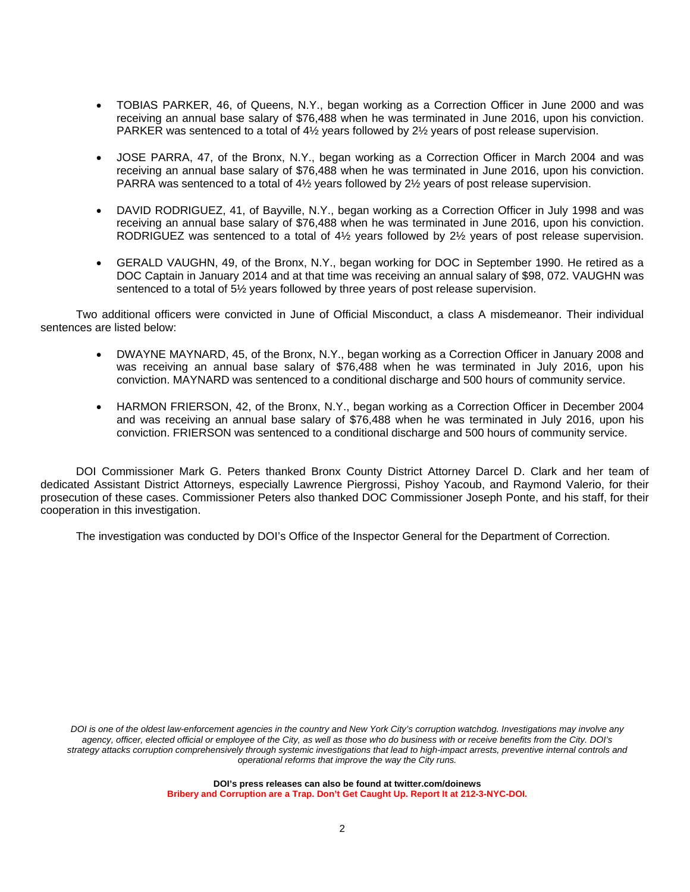- TOBIAS PARKER, 46, of Queens, N.Y., began working as a Correction Officer in June 2000 and was receiving an annual base salary of $76,488 when he was terminated in June 2016, upon his conviction. PARKER was sentenced to a total of 4½ years followed by 2½ years of post release supervision.

- JOSE PARRA, 47, of the Bronx, N.Y., began working as a Correction Officer in March 2004 and was receiving an annual base salary of $76,488 when he was terminated in June 2016, upon his conviction. PARRA was sentenced to a total of 4½ years followed by 2½ years of post release supervision.

- DAVID RODRIGUEZ, 41, of Bayville, N.Y., began working as a Correction Officer in July 1998 and was receiving an annual base salary of $76,488 when he was terminated in June 2016, upon his conviction. RODRIGUEZ was sentenced to a total of 4½ years followed by 2½ years of post release supervision.

- GERALD VAUGHN, 49, of the Bronx, N.Y., began working for DOC in September 1990. He retired as a DOC Captain in January 2014 and at that time was receiving an annual salary of $98, 072. VAUGHN was sentenced to a total of 5½ years followed by three years of post release supervision.

Two additional officers were convicted in June of Official Misconduct, a class A misdemeanor. Their individual sentences are listed below:

- DWAYNE MAYNARD, 45, of the Bronx, N.Y., began working as a Correction Officer in January 2008 and was receiving an annual base salary of $76,488 when he was terminated in July 2016, upon his conviction. MAYNARD was sentenced to a conditional discharge and 500 hours of community service.

- HARMON FRIERSON, 42, of the Bronx, N.Y., began working as a Correction Officer in December 2004 and was receiving an annual base salary of $76,488 when he was terminated in July 2016, upon his conviction. FRIERSON was sentenced to a conditional discharge and 500 hours of community service.

DOI Commissioner Mark G. Peters thanked Bronx County District Attorney Darcel D. Clark and her team of dedicated Assistant District Attorneys, especially Lawrence Piergrossi, Pishoy Yacoub, and Raymond Valerio, for their prosecution of these cases. Commissioner Peters also thanked DOC Commissioner Joseph Ponte, and his staff, for their cooperation in this investigation.

The investigation was conducted by DOI's Office of the Inspector General for the Department of Correction.

*DOI is one of the oldest law-enforcement agencies in the country and New York City's corruption watchdog. Investigations may involve any agency, officer, elected official or employee of the City, as well as those who do business with or receive benefits from the City. DOI's strategy attacks corruption comprehensively through systemic investigations that lead to high-impact arrests, preventive internal controls and operational reforms that improve the way the City runs.*

**DOI's press releases can also be found at twitter.com/doinews**

**Bribery and Corruption are a Trap. Don't Get Caught Up. Report It at 212-3-NYC-DOI.**